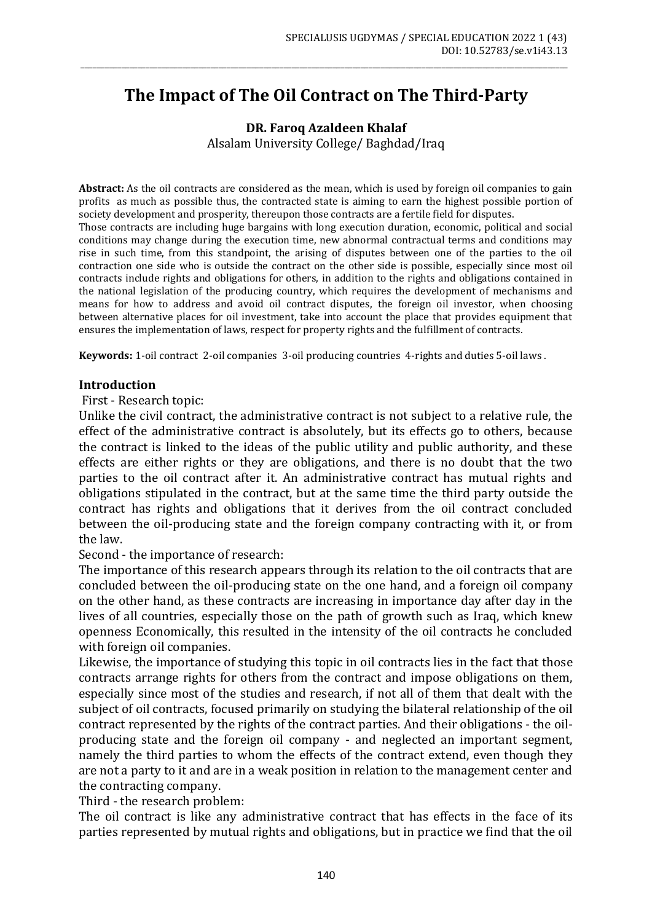# The Impact of The Oil Contract on The Third-Party

**DR. Faroq Azaldeen Khalaf**
Alsalam University College/ Baghdad/Iraq

**Abstract:** As the oil contracts are considered as the mean, which is used by foreign oil companies to gain profits as much as possible thus, the contracted state is aiming to earn the highest possible portion of society development and prosperity, thereupon those contracts are a fertile field for disputes.

Those contracts are including huge bargains with long execution duration, economic, political and social conditions may change during the execution time, new abnormal contractual terms and conditions may rise in such time, from this standpoint, the arising of disputes between one of the parties to the oil contraction one side who is outside the contract on the other side is possible, especially since most oil contracts include rights and obligations for others, in addition to the rights and obligations contained in the national legislation of the producing country, which requires the development of mechanisms and means for how to address and avoid oil contract disputes, the foreign oil investor, when choosing between alternative places for oil investment, take into account the place that provides equipment that ensures the implementation of laws, respect for property rights and the fulfillment of contracts.

**Keywords:** 1-oil contract 2-oil companies 3-oil producing countries 4-rights and duties 5-oil laws .

## Introduction

First - Research topic:

Unlike the civil contract, the administrative contract is not subject to a relative rule, the effect of the administrative contract is absolutely, but its effects go to others, because the contract is linked to the ideas of the public utility and public authority, and these effects are either rights or they are obligations, and there is no doubt that the two parties to the oil contract after it. An administrative contract has mutual rights and obligations stipulated in the contract, but at the same time the third party outside the contract has rights and obligations that it derives from the oil contract concluded between the oil-producing state and the foreign company contracting with it, or from the law.

Second - the importance of research:

The importance of this research appears through its relation to the oil contracts that are concluded between the oil-producing state on the one hand, and a foreign oil company on the other hand, as these contracts are increasing in importance day after day in the lives of all countries, especially those on the path of growth such as Iraq, which knew openness Economically, this resulted in the intensity of the oil contracts he concluded with foreign oil companies.

Likewise, the importance of studying this topic in oil contracts lies in the fact that those contracts arrange rights for others from the contract and impose obligations on them, especially since most of the studies and research, if not all of them that dealt with the subject of oil contracts, focused primarily on studying the bilateral relationship of the oil contract represented by the rights of the contract parties. And their obligations - the oil-producing state and the foreign oil company - and neglected an important segment, namely the third parties to whom the effects of the contract extend, even though they are not a party to it and are in a weak position in relation to the management center and the contracting company.

Third - the research problem:

The oil contract is like any administrative contract that has effects in the face of its parties represented by mutual rights and obligations, but in practice we find that the oil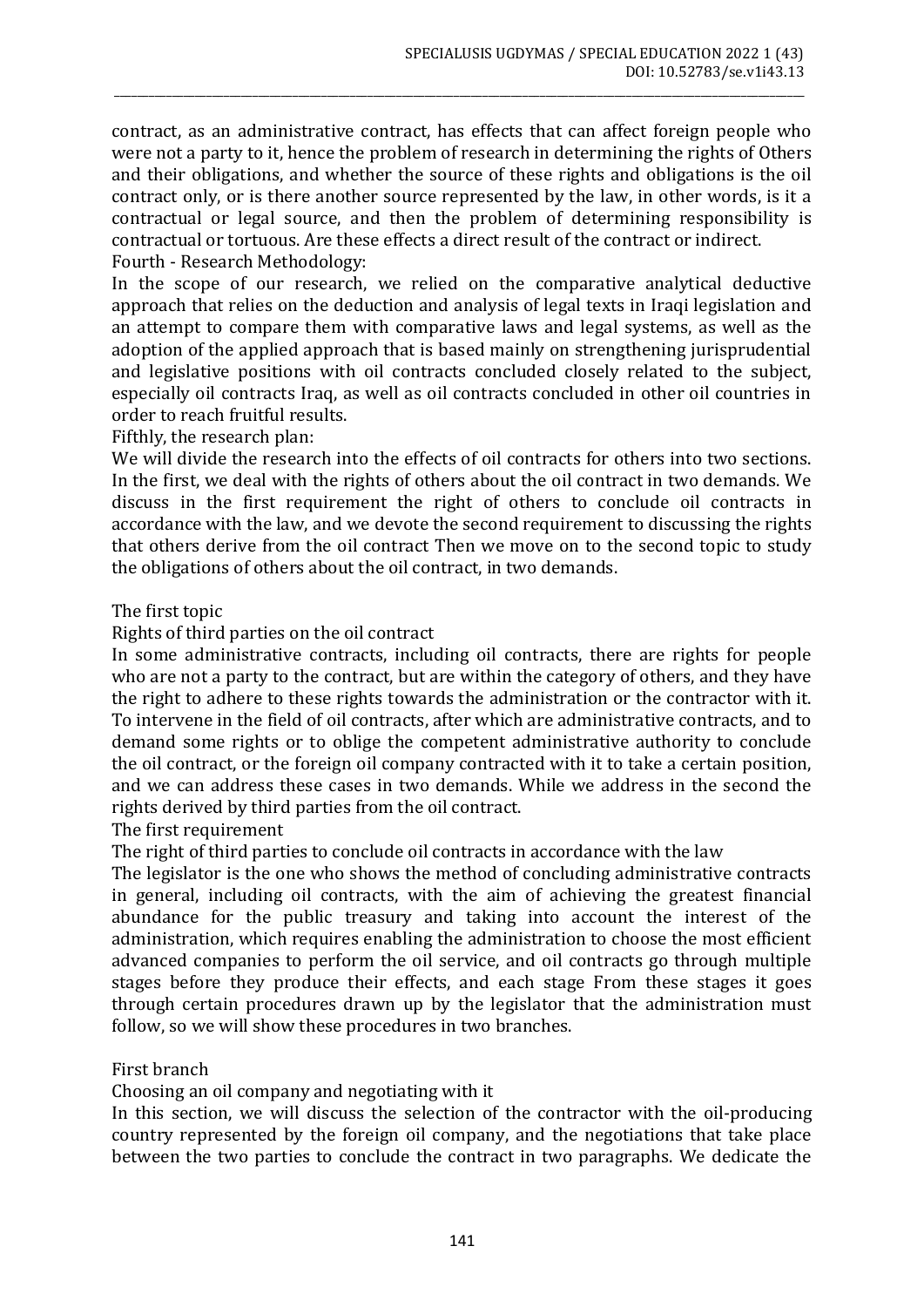contract, as an administrative contract, has effects that can affect foreign people who were not a party to it, hence the problem of research in determining the rights of Others and their obligations, and whether the source of these rights and obligations is the oil contract only, or is there another source represented by the law, in other words, is it a contractual or legal source, and then the problem of determining responsibility is contractual or tortuous. Are these effects a direct result of the contract or indirect.

Fourth - Research Methodology:

In the scope of our research, we relied on the comparative analytical deductive approach that relies on the deduction and analysis of legal texts in Iraqi legislation and an attempt to compare them with comparative laws and legal systems, as well as the adoption of the applied approach that is based mainly on strengthening jurisprudential and legislative positions with oil contracts concluded closely related to the subject, especially oil contracts Iraq, as well as oil contracts concluded in other oil countries in order to reach fruitful results.

Fifthly, the research plan:

We will divide the research into the effects of oil contracts for others into two sections. In the first, we deal with the rights of others about the oil contract in two demands. We discuss in the first requirement the right of others to conclude oil contracts in accordance with the law, and we devote the second requirement to discussing the rights that others derive from the oil contract Then we move on to the second topic to study the obligations of others about the oil contract, in two demands.

## The first topic

## Rights of third parties on the oil contract

In some administrative contracts, including oil contracts, there are rights for people who are not a party to the contract, but are within the category of others, and they have the right to adhere to these rights towards the administration or the contractor with it. To intervene in the field of oil contracts, after which are administrative contracts, and to demand some rights or to oblige the competent administrative authority to conclude the oil contract, or the foreign oil company contracted with it to take a certain position, and we can address these cases in two demands. While we address in the second the rights derived by third parties from the oil contract.

### The first requirement

### The right of third parties to conclude oil contracts in accordance with the law

The legislator is the one who shows the method of concluding administrative contracts in general, including oil contracts, with the aim of achieving the greatest financial abundance for the public treasury and taking into account the interest of the administration, which requires enabling the administration to choose the most efficient advanced companies to perform the oil service, and oil contracts go through multiple stages before they produce their effects, and each stage From these stages it goes through certain procedures drawn up by the legislator that the administration must follow, so we will show these procedures in two branches.

#### First branch

#### Choosing an oil company and negotiating with it

In this section, we will discuss the selection of the contractor with the oil-producing country represented by the foreign oil company, and the negotiations that take place between the two parties to conclude the contract in two paragraphs. We dedicate the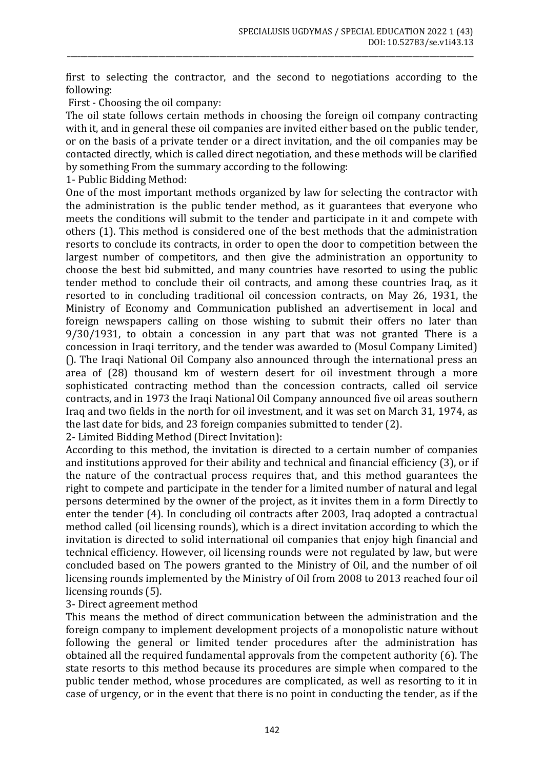first to selecting the contractor, and the second to negotiations according to the following:

First - Choosing the oil company:

The oil state follows certain methods in choosing the foreign oil company contracting with it, and in general these oil companies are invited either based on the public tender, or on the basis of a private tender or a direct invitation, and the oil companies may be contacted directly, which is called direct negotiation, and these methods will be clarified by something From the summary according to the following:

1- Public Bidding Method:

One of the most important methods organized by law for selecting the contractor with the administration is the public tender method, as it guarantees that everyone who meets the conditions will submit to the tender and participate in it and compete with others (1). This method is considered one of the best methods that the administration resorts to conclude its contracts, in order to open the door to competition between the largest number of competitors, and then give the administration an opportunity to choose the best bid submitted, and many countries have resorted to using the public tender method to conclude their oil contracts, and among these countries Iraq, as it resorted to in concluding traditional oil concession contracts, on May 26, 1931, the Ministry of Economy and Communication published an advertisement in local and foreign newspapers calling on those wishing to submit their offers no later than 9/30/1931, to obtain a concession in any part that was not granted There is a concession in Iraqi territory, and the tender was awarded to (Mosul Company Limited) (). The Iraqi National Oil Company also announced through the international press an area of (28) thousand km of western desert for oil investment through a more sophisticated contracting method than the concession contracts, called oil service contracts, and in 1973 the Iraqi National Oil Company announced five oil areas southern Iraq and two fields in the north for oil investment, and it was set on March 31, 1974, as the last date for bids, and 23 foreign companies submitted to tender (2).

2- Limited Bidding Method (Direct Invitation):

According to this method, the invitation is directed to a certain number of companies and institutions approved for their ability and technical and financial efficiency (3), or if the nature of the contractual process requires that, and this method guarantees the right to compete and participate in the tender for a limited number of natural and legal persons determined by the owner of the project, as it invites them in a form Directly to enter the tender (4). In concluding oil contracts after 2003, Iraq adopted a contractual method called (oil licensing rounds), which is a direct invitation according to which the invitation is directed to solid international oil companies that enjoy high financial and technical efficiency. However, oil licensing rounds were not regulated by law, but were concluded based on The powers granted to the Ministry of Oil, and the number of oil licensing rounds implemented by the Ministry of Oil from 2008 to 2013 reached four oil licensing rounds (5).

3- Direct agreement method

This means the method of direct communication between the administration and the foreign company to implement development projects of a monopolistic nature without following the general or limited tender procedures after the administration has obtained all the required fundamental approvals from the competent authority (6). The state resorts to this method because its procedures are simple when compared to the public tender method, whose procedures are complicated, as well as resorting to it in case of urgency, or in the event that there is no point in conducting the tender, as if the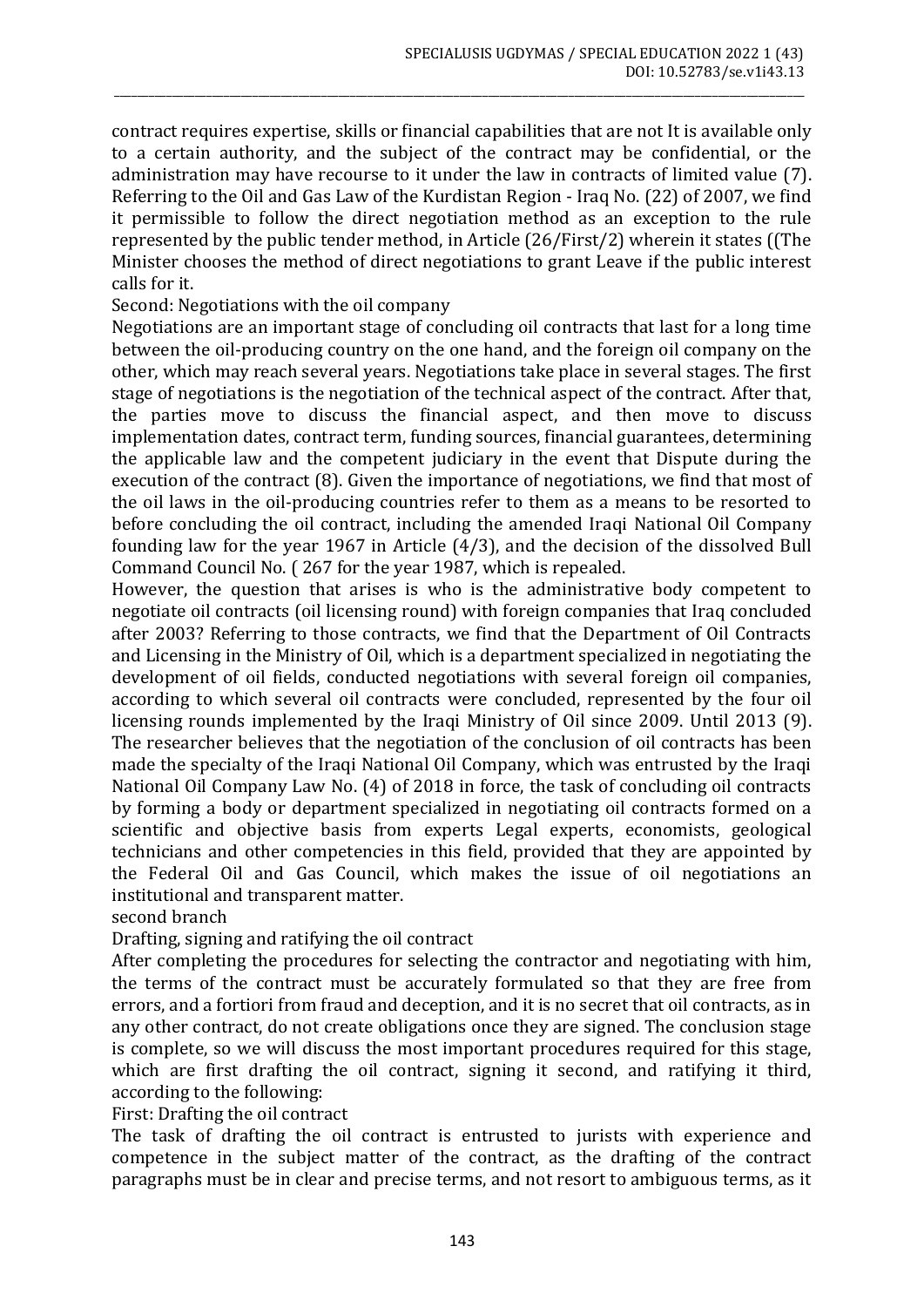contract requires expertise, skills or financial capabilities that are not It is available only to a certain authority, and the subject of the contract may be confidential, or the administration may have recourse to it under the law in contracts of limited value (7). Referring to the Oil and Gas Law of the Kurdistan Region - Iraq No. (22) of 2007, we find it permissible to follow the direct negotiation method as an exception to the rule represented by the public tender method, in Article (26/First/2) wherein it states ((The Minister chooses the method of direct negotiations to grant Leave if the public interest calls for it.

Second: Negotiations with the oil company

Negotiations are an important stage of concluding oil contracts that last for a long time between the oil-producing country on the one hand, and the foreign oil company on the other, which may reach several years. Negotiations take place in several stages. The first stage of negotiations is the negotiation of the technical aspect of the contract. After that, the parties move to discuss the financial aspect, and then move to discuss implementation dates, contract term, funding sources, financial guarantees, determining the applicable law and the competent judiciary in the event that Dispute during the execution of the contract (8). Given the importance of negotiations, we find that most of the oil laws in the oil-producing countries refer to them as a means to be resorted to before concluding the oil contract, including the amended Iraqi National Oil Company founding law for the year 1967 in Article (4/3), and the decision of the dissolved Bull Command Council No. ( 267 for the year 1987, which is repealed.

However, the question that arises is who is the administrative body competent to negotiate oil contracts (oil licensing round) with foreign companies that Iraq concluded after 2003? Referring to those contracts, we find that the Department of Oil Contracts and Licensing in the Ministry of Oil, which is a department specialized in negotiating the development of oil fields, conducted negotiations with several foreign oil companies, according to which several oil contracts were concluded, represented by the four oil licensing rounds implemented by the Iraqi Ministry of Oil since 2009. Until 2013 (9). The researcher believes that the negotiation of the conclusion of oil contracts has been made the specialty of the Iraqi National Oil Company, which was entrusted by the Iraqi National Oil Company Law No. (4) of 2018 in force, the task of concluding oil contracts by forming a body or department specialized in negotiating oil contracts formed on a scientific and objective basis from experts Legal experts, economists, geological technicians and other competencies in this field, provided that they are appointed by the Federal Oil and Gas Council, which makes the issue of oil negotiations an institutional and transparent matter.

second branch

Drafting, signing and ratifying the oil contract

After completing the procedures for selecting the contractor and negotiating with him, the terms of the contract must be accurately formulated so that they are free from errors, and a fortiori from fraud and deception, and it is no secret that oil contracts, as in any other contract, do not create obligations once they are signed. The conclusion stage is complete, so we will discuss the most important procedures required for this stage, which are first drafting the oil contract, signing it second, and ratifying it third, according to the following:

First: Drafting the oil contract

The task of drafting the oil contract is entrusted to jurists with experience and competence in the subject matter of the contract, as the drafting of the contract paragraphs must be in clear and precise terms, and not resort to ambiguous terms, as it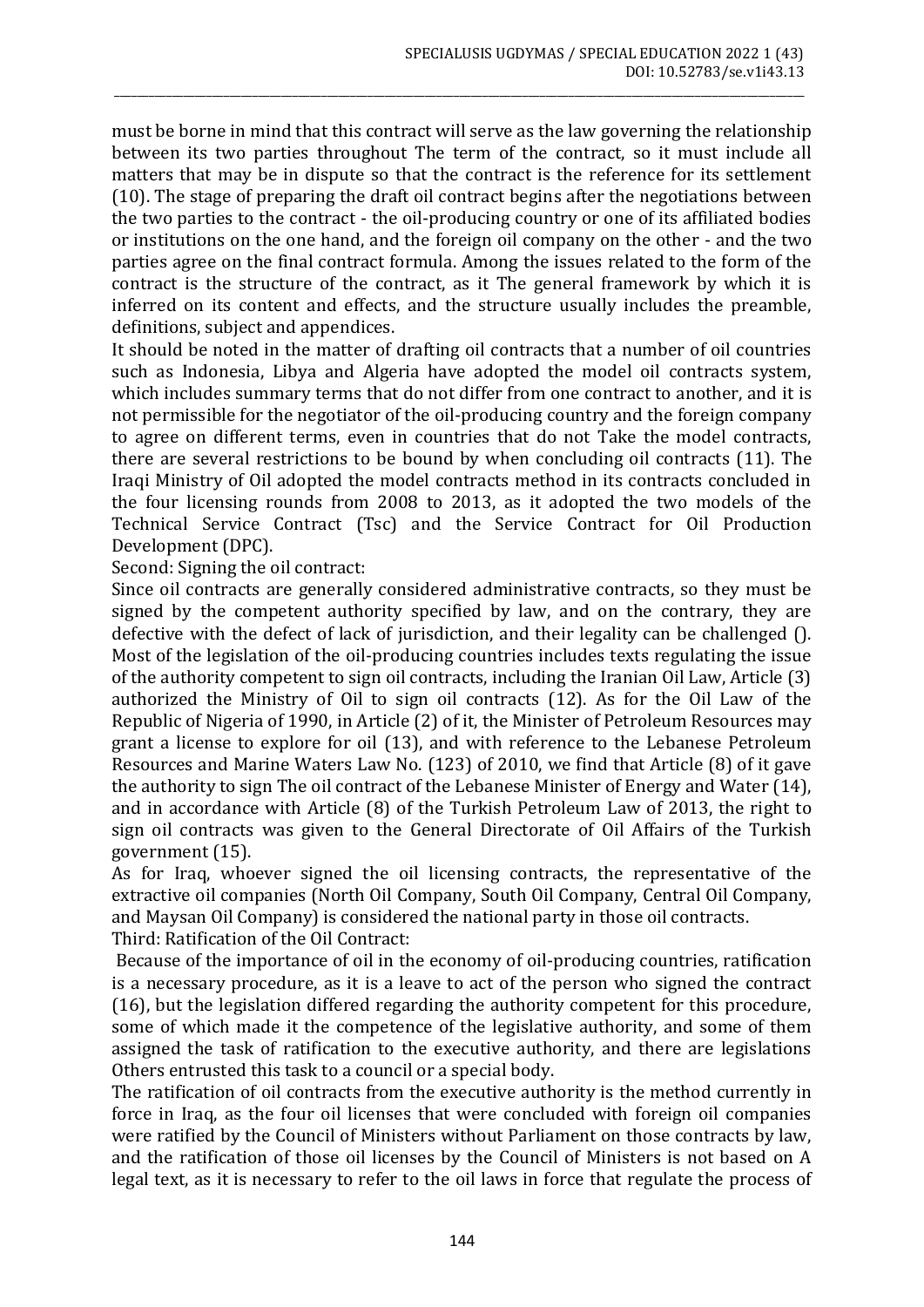must be borne in mind that this contract will serve as the law governing the relationship between its two parties throughout The term of the contract, so it must include all matters that may be in dispute so that the contract is the reference for its settlement (10). The stage of preparing the draft oil contract begins after the negotiations between the two parties to the contract - the oil-producing country or one of its affiliated bodies or institutions on the one hand, and the foreign oil company on the other - and the two parties agree on the final contract formula. Among the issues related to the form of the contract is the structure of the contract, as it The general framework by which it is inferred on its content and effects, and the structure usually includes the preamble, definitions, subject and appendices.

It should be noted in the matter of drafting oil contracts that a number of oil countries such as Indonesia, Libya and Algeria have adopted the model oil contracts system, which includes summary terms that do not differ from one contract to another, and it is not permissible for the negotiator of the oil-producing country and the foreign company to agree on different terms, even in countries that do not Take the model contracts, there are several restrictions to be bound by when concluding oil contracts (11). The Iraqi Ministry of Oil adopted the model contracts method in its contracts concluded in the four licensing rounds from 2008 to 2013, as it adopted the two models of the Technical Service Contract (Tsc) and the Service Contract for Oil Production Development (DPC).

Second: Signing the oil contract:

Since oil contracts are generally considered administrative contracts, so they must be signed by the competent authority specified by law, and on the contrary, they are defective with the defect of lack of jurisdiction, and their legality can be challenged (). Most of the legislation of the oil-producing countries includes texts regulating the issue of the authority competent to sign oil contracts, including the Iranian Oil Law, Article (3) authorized the Ministry of Oil to sign oil contracts (12). As for the Oil Law of the Republic of Nigeria of 1990, in Article (2) of it, the Minister of Petroleum Resources may grant a license to explore for oil (13), and with reference to the Lebanese Petroleum Resources and Marine Waters Law No. (123) of 2010, we find that Article (8) of it gave the authority to sign The oil contract of the Lebanese Minister of Energy and Water (14), and in accordance with Article (8) of the Turkish Petroleum Law of 2013, the right to sign oil contracts was given to the General Directorate of Oil Affairs of the Turkish government (15).

As for Iraq, whoever signed the oil licensing contracts, the representative of the extractive oil companies (North Oil Company, South Oil Company, Central Oil Company, and Maysan Oil Company) is considered the national party in those oil contracts.

Third: Ratification of the Oil Contract:

Because of the importance of oil in the economy of oil-producing countries, ratification is a necessary procedure, as it is a leave to act of the person who signed the contract (16), but the legislation differed regarding the authority competent for this procedure, some of which made it the competence of the legislative authority, and some of them assigned the task of ratification to the executive authority, and there are legislations Others entrusted this task to a council or a special body.

The ratification of oil contracts from the executive authority is the method currently in force in Iraq, as the four oil licenses that were concluded with foreign oil companies were ratified by the Council of Ministers without Parliament on those contracts by law, and the ratification of those oil licenses by the Council of Ministers is not based on A legal text, as it is necessary to refer to the oil laws in force that regulate the process of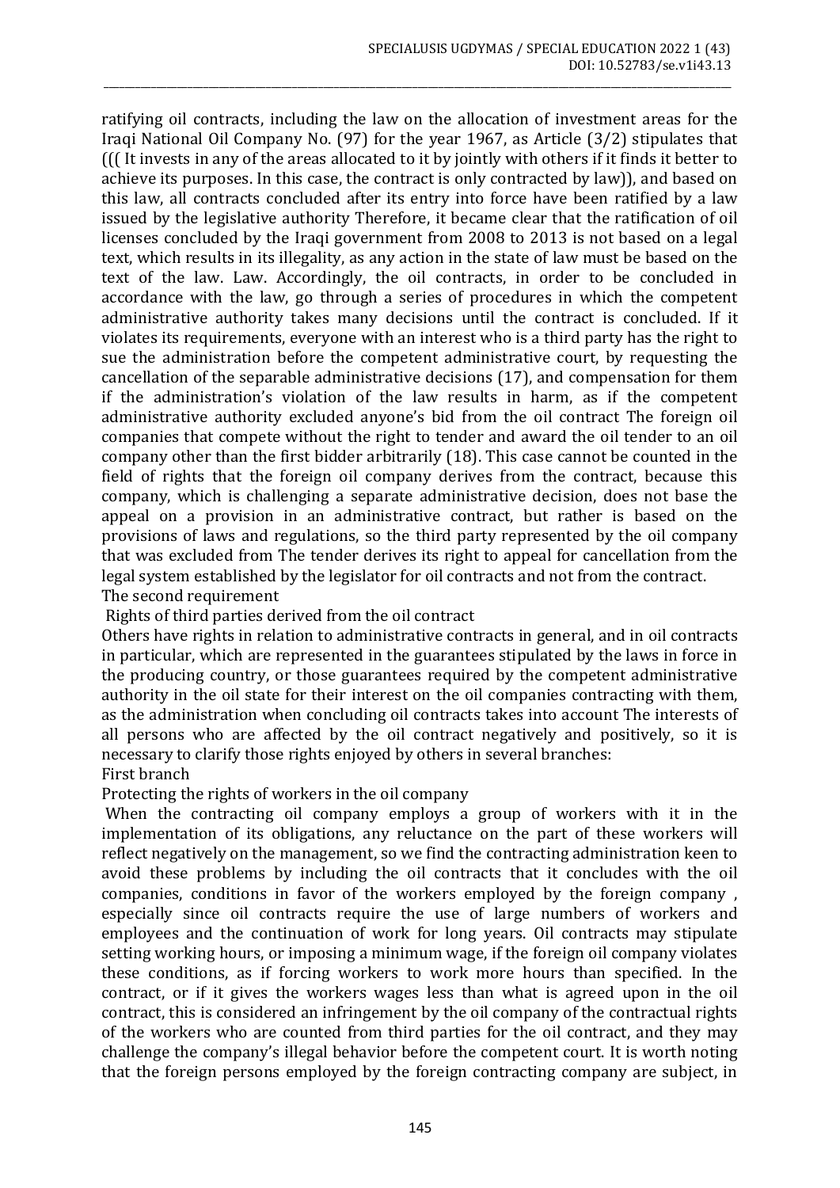ratifying oil contracts, including the law on the allocation of investment areas for the Iraqi National Oil Company No. (97) for the year 1967, as Article (3/2) stipulates that ((( It invests in any of the areas allocated to it by jointly with others if it finds it better to achieve its purposes. In this case, the contract is only contracted by law)), and based on this law, all contracts concluded after its entry into force have been ratified by a law issued by the legislative authority Therefore, it became clear that the ratification of oil licenses concluded by the Iraqi government from 2008 to 2013 is not based on a legal text, which results in its illegality, as any action in the state of law must be based on the text of the law. Law. Accordingly, the oil contracts, in order to be concluded in accordance with the law, go through a series of procedures in which the competent administrative authority takes many decisions until the contract is concluded. If it violates its requirements, everyone with an interest who is a third party has the right to sue the administration before the competent administrative court, by requesting the cancellation of the separable administrative decisions (17), and compensation for them if the administration's violation of the law results in harm, as if the competent administrative authority excluded anyone's bid from the oil contract The foreign oil companies that compete without the right to tender and award the oil tender to an oil company other than the first bidder arbitrarily (18). This case cannot be counted in the field of rights that the foreign oil company derives from the contract, because this company, which is challenging a separate administrative decision, does not base the appeal on a provision in an administrative contract, but rather is based on the provisions of laws and regulations, so the third party represented by the oil company that was excluded from The tender derives its right to appeal for cancellation from the legal system established by the legislator for oil contracts and not from the contract.

The second requirement

Rights of third parties derived from the oil contract

Others have rights in relation to administrative contracts in general, and in oil contracts in particular, which are represented in the guarantees stipulated by the laws in force in the producing country, or those guarantees required by the competent administrative authority in the oil state for their interest on the oil companies contracting with them, as the administration when concluding oil contracts takes into account The interests of all persons who are affected by the oil contract negatively and positively, so it is necessary to clarify those rights enjoyed by others in several branches:

First branch

Protecting the rights of workers in the oil company

When the contracting oil company employs a group of workers with it in the implementation of its obligations, any reluctance on the part of these workers will reflect negatively on the management, so we find the contracting administration keen to avoid these problems by including the oil contracts that it concludes with the oil companies, conditions in favor of the workers employed by the foreign company , especially since oil contracts require the use of large numbers of workers and employees and the continuation of work for long years. Oil contracts may stipulate setting working hours, or imposing a minimum wage, if the foreign oil company violates these conditions, as if forcing workers to work more hours than specified. In the contract, or if it gives the workers wages less than what is agreed upon in the oil contract, this is considered an infringement by the oil company of the contractual rights of the workers who are counted from third parties for the oil contract, and they may challenge the company's illegal behavior before the competent court. It is worth noting that the foreign persons employed by the foreign contracting company are subject, in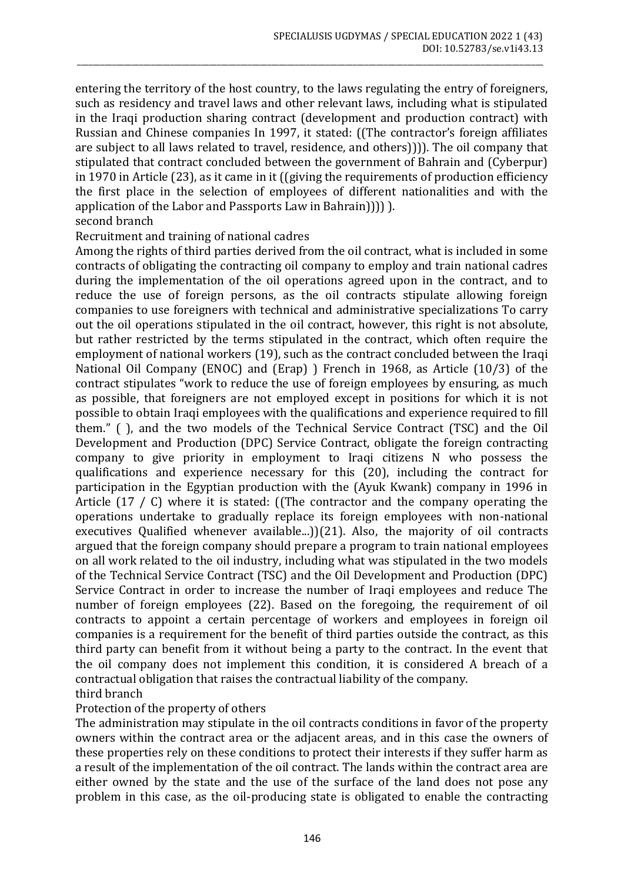entering the territory of the host country, to the laws regulating the entry of foreigners, such as residency and travel laws and other relevant laws, including what is stipulated in the Iraqi production sharing contract (development and production contract) with Russian and Chinese companies In 1997, it stated: ((The contractor's foreign affiliates are subject to all laws related to travel, residence, and others)))). The oil company that stipulated that contract concluded between the government of Bahrain and (Cyberpur) in 1970 in Article (23), as it came in it ((giving the requirements of production efficiency the first place in the selection of employees of different nationalities and with the application of the Labor and Passports Law in Bahrain)))) ).

second branch

Recruitment and training of national cadres

Among the rights of third parties derived from the oil contract, what is included in some contracts of obligating the contracting oil company to employ and train national cadres during the implementation of the oil operations agreed upon in the contract, and to reduce the use of foreign persons, as the oil contracts stipulate allowing foreign companies to use foreigners with technical and administrative specializations To carry out the oil operations stipulated in the oil contract, however, this right is not absolute, but rather restricted by the terms stipulated in the contract, which often require the employment of national workers (19), such as the contract concluded between the Iraqi National Oil Company (ENOC) and (Erap) ) French in 1968, as Article (10/3) of the contract stipulates "work to reduce the use of foreign employees by ensuring, as much as possible, that foreigners are not employed except in positions for which it is not possible to obtain Iraqi employees with the qualifications and experience required to fill them." ( ), and the two models of the Technical Service Contract (TSC) and the Oil Development and Production (DPC) Service Contract, obligate the foreign contracting company to give priority in employment to Iraqi citizens N who possess the qualifications and experience necessary for this (20), including the contract for participation in the Egyptian production with the (Ayuk Kwank) company in 1996 in Article (17 / C) where it is stated: ((The contractor and the company operating the operations undertake to gradually replace its foreign employees with non-national executives Qualified whenever available...))(21). Also, the majority of oil contracts argued that the foreign company should prepare a program to train national employees on all work related to the oil industry, including what was stipulated in the two models of the Technical Service Contract (TSC) and the Oil Development and Production (DPC) Service Contract in order to increase the number of Iraqi employees and reduce The number of foreign employees (22). Based on the foregoing, the requirement of oil contracts to appoint a certain percentage of workers and employees in foreign oil companies is a requirement for the benefit of third parties outside the contract, as this third party can benefit from it without being a party to the contract. In the event that the oil company does not implement this condition, it is considered A breach of a contractual obligation that raises the contractual liability of the company.

third branch

Protection of the property of others

The administration may stipulate in the oil contracts conditions in favor of the property owners within the contract area or the adjacent areas, and in this case the owners of these properties rely on these conditions to protect their interests if they suffer harm as a result of the implementation of the oil contract. The lands within the contract area are either owned by the state and the use of the surface of the land does not pose any problem in this case, as the oil-producing state is obligated to enable the contracting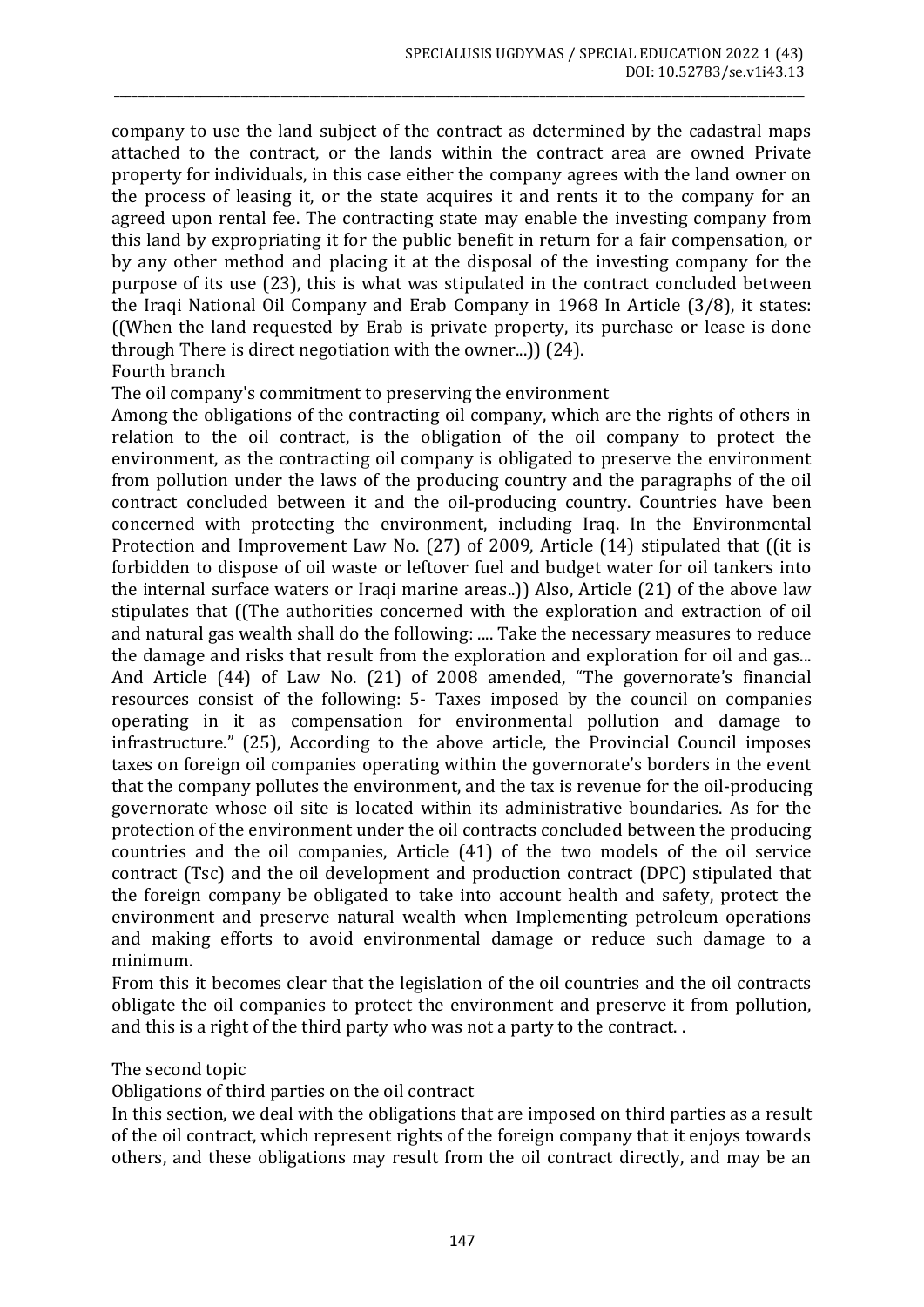company to use the land subject of the contract as determined by the cadastral maps attached to the contract, or the lands within the contract area are owned Private property for individuals, in this case either the company agrees with the land owner on the process of leasing it, or the state acquires it and rents it to the company for an agreed upon rental fee. The contracting state may enable the investing company from this land by expropriating it for the public benefit in return for a fair compensation, or by any other method and placing it at the disposal of the investing company for the purpose of its use (23), this is what was stipulated in the contract concluded between the Iraqi National Oil Company and Erab Company in 1968 In Article (3/8), it states: ((When the land requested by Erab is private property, its purchase or lease is done through There is direct negotiation with the owner...)) (24).

Fourth branch

The oil company's commitment to preserving the environment

Among the obligations of the contracting oil company, which are the rights of others in relation to the oil contract, is the obligation of the oil company to protect the environment, as the contracting oil company is obligated to preserve the environment from pollution under the laws of the producing country and the paragraphs of the oil contract concluded between it and the oil-producing country. Countries have been concerned with protecting the environment, including Iraq. In the Environmental Protection and Improvement Law No. (27) of 2009, Article (14) stipulated that ((it is forbidden to dispose of oil waste or leftover fuel and budget water for oil tankers into the internal surface waters or Iraqi marine areas..)) Also, Article (21) of the above law stipulates that ((The authorities concerned with the exploration and extraction of oil and natural gas wealth shall do the following: .... Take the necessary measures to reduce the damage and risks that result from the exploration and exploration for oil and gas... And Article (44) of Law No. (21) of 2008 amended, "The governorate's financial resources consist of the following: 5- Taxes imposed by the council on companies operating in it as compensation for environmental pollution and damage to infrastructure." (25), According to the above article, the Provincial Council imposes taxes on foreign oil companies operating within the governorate's borders in the event that the company pollutes the environment, and the tax is revenue for the oil-producing governorate whose oil site is located within its administrative boundaries. As for the protection of the environment under the oil contracts concluded between the producing countries and the oil companies, Article (41) of the two models of the oil service contract (Tsc) and the oil development and production contract (DPC) stipulated that the foreign company be obligated to take into account health and safety, protect the environment and preserve natural wealth when Implementing petroleum operations and making efforts to avoid environmental damage or reduce such damage to a minimum.

From this it becomes clear that the legislation of the oil countries and the oil contracts obligate the oil companies to protect the environment and preserve it from pollution, and this is a right of the third party who was not a party to the contract. .

The second topic

Obligations of third parties on the oil contract

In this section, we deal with the obligations that are imposed on third parties as a result of the oil contract, which represent rights of the foreign company that it enjoys towards others, and these obligations may result from the oil contract directly, and may be an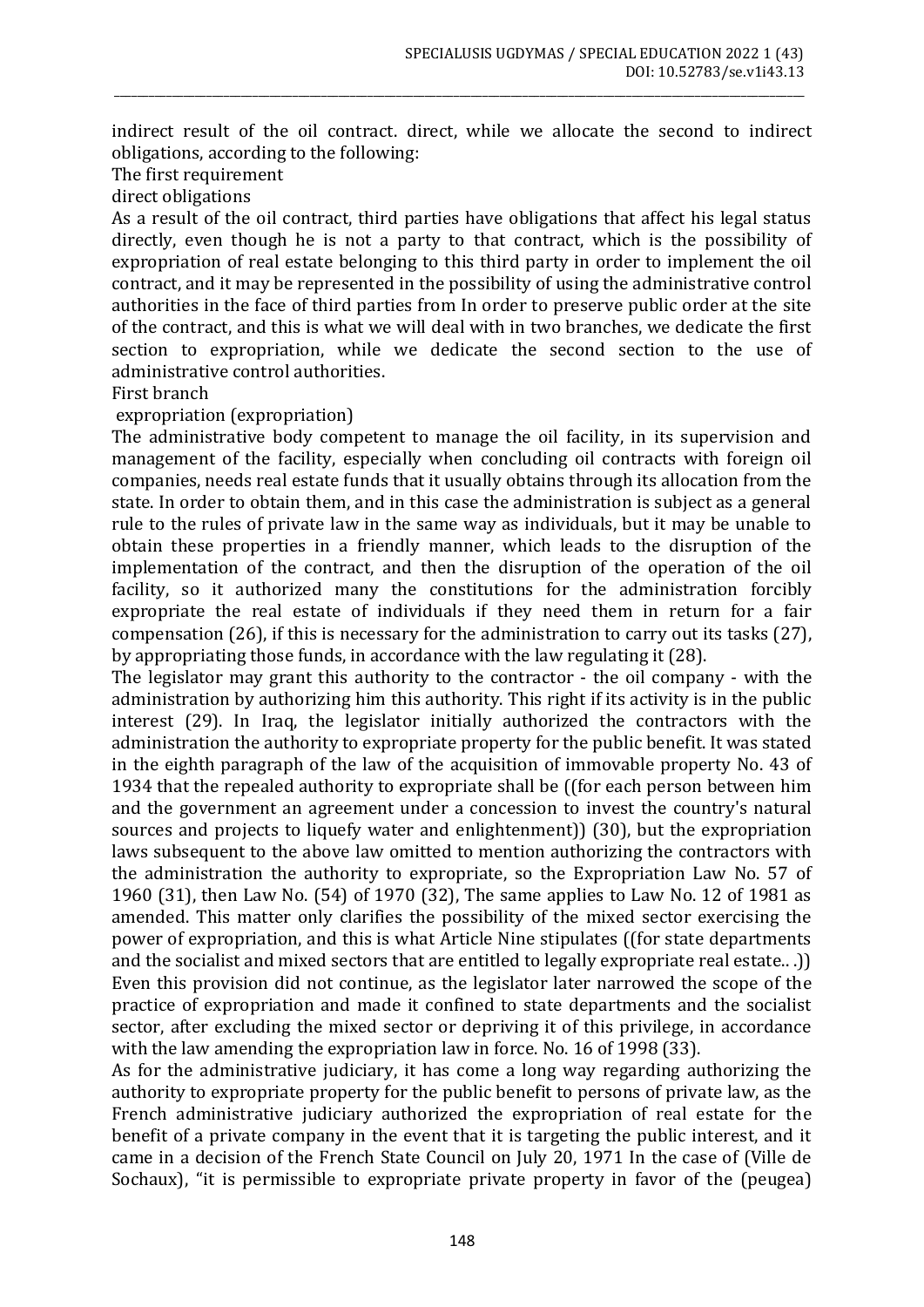indirect result of the oil contract. direct, while we allocate the second to indirect obligations, according to the following:

The first requirement

direct obligations

As a result of the oil contract, third parties have obligations that affect his legal status directly, even though he is not a party to that contract, which is the possibility of expropriation of real estate belonging to this third party in order to implement the oil contract, and it may be represented in the possibility of using the administrative control authorities in the face of third parties from In order to preserve public order at the site of the contract, and this is what we will deal with in two branches, we dedicate the first section to expropriation, while we dedicate the second section to the use of administrative control authorities.

First branch

expropriation (expropriation)

The administrative body competent to manage the oil facility, in its supervision and management of the facility, especially when concluding oil contracts with foreign oil companies, needs real estate funds that it usually obtains through its allocation from the state. In order to obtain them, and in this case the administration is subject as a general rule to the rules of private law in the same way as individuals, but it may be unable to obtain these properties in a friendly manner, which leads to the disruption of the implementation of the contract, and then the disruption of the operation of the oil facility, so it authorized many the constitutions for the administration forcibly expropriate the real estate of individuals if they need them in return for a fair compensation (26), if this is necessary for the administration to carry out its tasks (27), by appropriating those funds, in accordance with the law regulating it (28).

The legislator may grant this authority to the contractor - the oil company - with the administration by authorizing him this authority. This right if its activity is in the public interest (29). In Iraq, the legislator initially authorized the contractors with the administration the authority to expropriate property for the public benefit. It was stated in the eighth paragraph of the law of the acquisition of immovable property No. 43 of 1934 that the repealed authority to expropriate shall be ((for each person between him and the government an agreement under a concession to invest the country's natural sources and projects to liquefy water and enlightenment)) (30), but the expropriation laws subsequent to the above law omitted to mention authorizing the contractors with the administration the authority to expropriate, so the Expropriation Law No. 57 of 1960 (31), then Law No. (54) of 1970 (32), The same applies to Law No. 12 of 1981 as amended. This matter only clarifies the possibility of the mixed sector exercising the power of expropriation, and this is what Article Nine stipulates ((for state departments and the socialist and mixed sectors that are entitled to legally expropriate real estate.. .)) Even this provision did not continue, as the legislator later narrowed the scope of the practice of expropriation and made it confined to state departments and the socialist sector, after excluding the mixed sector or depriving it of this privilege, in accordance with the law amending the expropriation law in force. No. 16 of 1998 (33).

As for the administrative judiciary, it has come a long way regarding authorizing the authority to expropriate property for the public benefit to persons of private law, as the French administrative judiciary authorized the expropriation of real estate for the benefit of a private company in the event that it is targeting the public interest, and it came in a decision of the French State Council on July 20, 1971 In the case of (Ville de Sochaux), "it is permissible to expropriate private property in favor of the (peugea)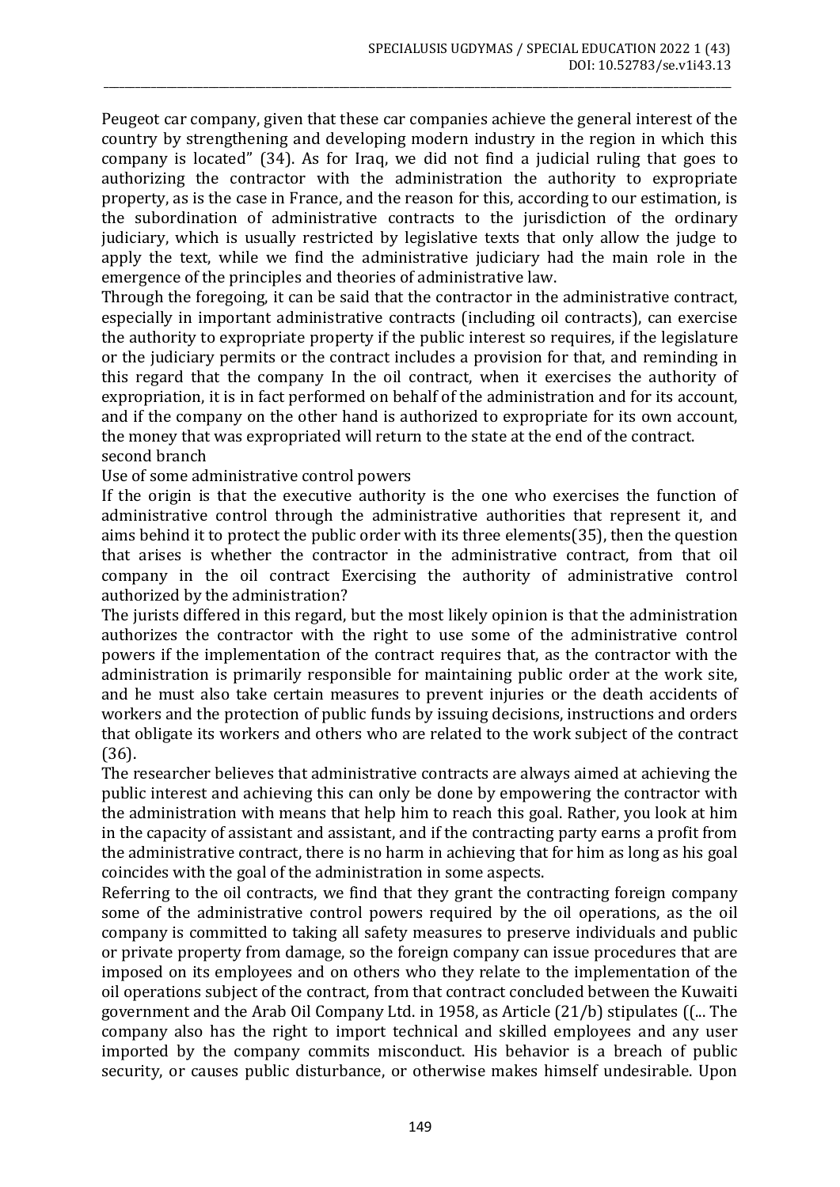Peugeot car company, given that these car companies achieve the general interest of the country by strengthening and developing modern industry in the region in which this company is located" (34). As for Iraq, we did not find a judicial ruling that goes to authorizing the contractor with the administration the authority to expropriate property, as is the case in France, and the reason for this, according to our estimation, is the subordination of administrative contracts to the jurisdiction of the ordinary judiciary, which is usually restricted by legislative texts that only allow the judge to apply the text, while we find the administrative judiciary had the main role in the emergence of the principles and theories of administrative law.

Through the foregoing, it can be said that the contractor in the administrative contract, especially in important administrative contracts (including oil contracts), can exercise the authority to expropriate property if the public interest so requires, if the legislature or the judiciary permits or the contract includes a provision for that, and reminding in this regard that the company In the oil contract, when it exercises the authority of expropriation, it is in fact performed on behalf of the administration and for its account, and if the company on the other hand is authorized to expropriate for its own account, the money that was expropriated will return to the state at the end of the contract.

second branch

Use of some administrative control powers

If the origin is that the executive authority is the one who exercises the function of administrative control through the administrative authorities that represent it, and aims behind it to protect the public order with its three elements(35), then the question that arises is whether the contractor in the administrative contract, from that oil company in the oil contract Exercising the authority of administrative control authorized by the administration?

The jurists differed in this regard, but the most likely opinion is that the administration authorizes the contractor with the right to use some of the administrative control powers if the implementation of the contract requires that, as the contractor with the administration is primarily responsible for maintaining public order at the work site, and he must also take certain measures to prevent injuries or the death accidents of workers and the protection of public funds by issuing decisions, instructions and orders that obligate its workers and others who are related to the work subject of the contract (36).

The researcher believes that administrative contracts are always aimed at achieving the public interest and achieving this can only be done by empowering the contractor with the administration with means that help him to reach this goal. Rather, you look at him in the capacity of assistant and assistant, and if the contracting party earns a profit from the administrative contract, there is no harm in achieving that for him as long as his goal coincides with the goal of the administration in some aspects.

Referring to the oil contracts, we find that they grant the contracting foreign company some of the administrative control powers required by the oil operations, as the oil company is committed to taking all safety measures to preserve individuals and public or private property from damage, so the foreign company can issue procedures that are imposed on its employees and on others who they relate to the implementation of the oil operations subject of the contract, from that contract concluded between the Kuwaiti government and the Arab Oil Company Ltd. in 1958, as Article (21/b) stipulates ((... The company also has the right to import technical and skilled employees and any user imported by the company commits misconduct. His behavior is a breach of public security, or causes public disturbance, or otherwise makes himself undesirable. Upon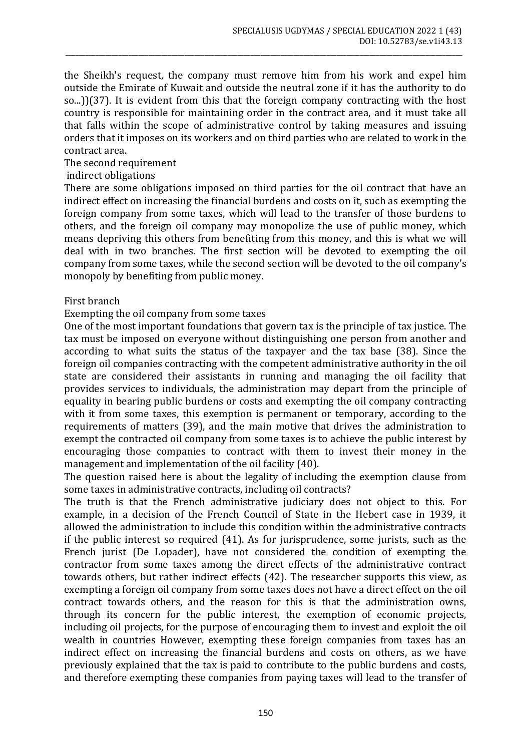the Sheikh's request, the company must remove him from his work and expel him outside the Emirate of Kuwait and outside the neutral zone if it has the authority to do so...))(37). It is evident from this that the foreign company contracting with the host country is responsible for maintaining order in the contract area, and it must take all that falls within the scope of administrative control by taking measures and issuing orders that it imposes on its workers and on third parties who are related to work in the contract area.

The second requirement

indirect obligations

There are some obligations imposed on third parties for the oil contract that have an indirect effect on increasing the financial burdens and costs on it, such as exempting the foreign company from some taxes, which will lead to the transfer of those burdens to others, and the foreign oil company may monopolize the use of public money, which means depriving this others from benefiting from this money, and this is what we will deal with in two branches. The first section will be devoted to exempting the oil company from some taxes, while the second section will be devoted to the oil company's monopoly by benefiting from public money.

First branch

Exempting the oil company from some taxes

One of the most important foundations that govern tax is the principle of tax justice. The tax must be imposed on everyone without distinguishing one person from another and according to what suits the status of the taxpayer and the tax base (38). Since the foreign oil companies contracting with the competent administrative authority in the oil state are considered their assistants in running and managing the oil facility that provides services to individuals, the administration may depart from the principle of equality in bearing public burdens or costs and exempting the oil company contracting with it from some taxes, this exemption is permanent or temporary, according to the requirements of matters (39), and the main motive that drives the administration to exempt the contracted oil company from some taxes is to achieve the public interest by encouraging those companies to contract with them to invest their money in the management and implementation of the oil facility (40).

The question raised here is about the legality of including the exemption clause from some taxes in administrative contracts, including oil contracts?

The truth is that the French administrative judiciary does not object to this. For example, in a decision of the French Council of State in the Hebert case in 1939, it allowed the administration to include this condition within the administrative contracts if the public interest so required (41). As for jurisprudence, some jurists, such as the French jurist (De Lopader), have not considered the condition of exempting the contractor from some taxes among the direct effects of the administrative contract towards others, but rather indirect effects (42). The researcher supports this view, as exempting a foreign oil company from some taxes does not have a direct effect on the oil contract towards others, and the reason for this is that the administration owns, through its concern for the public interest, the exemption of economic projects, including oil projects, for the purpose of encouraging them to invest and exploit the oil wealth in countries However, exempting these foreign companies from taxes has an indirect effect on increasing the financial burdens and costs on others, as we have previously explained that the tax is paid to contribute to the public burdens and costs, and therefore exempting these companies from paying taxes will lead to the transfer of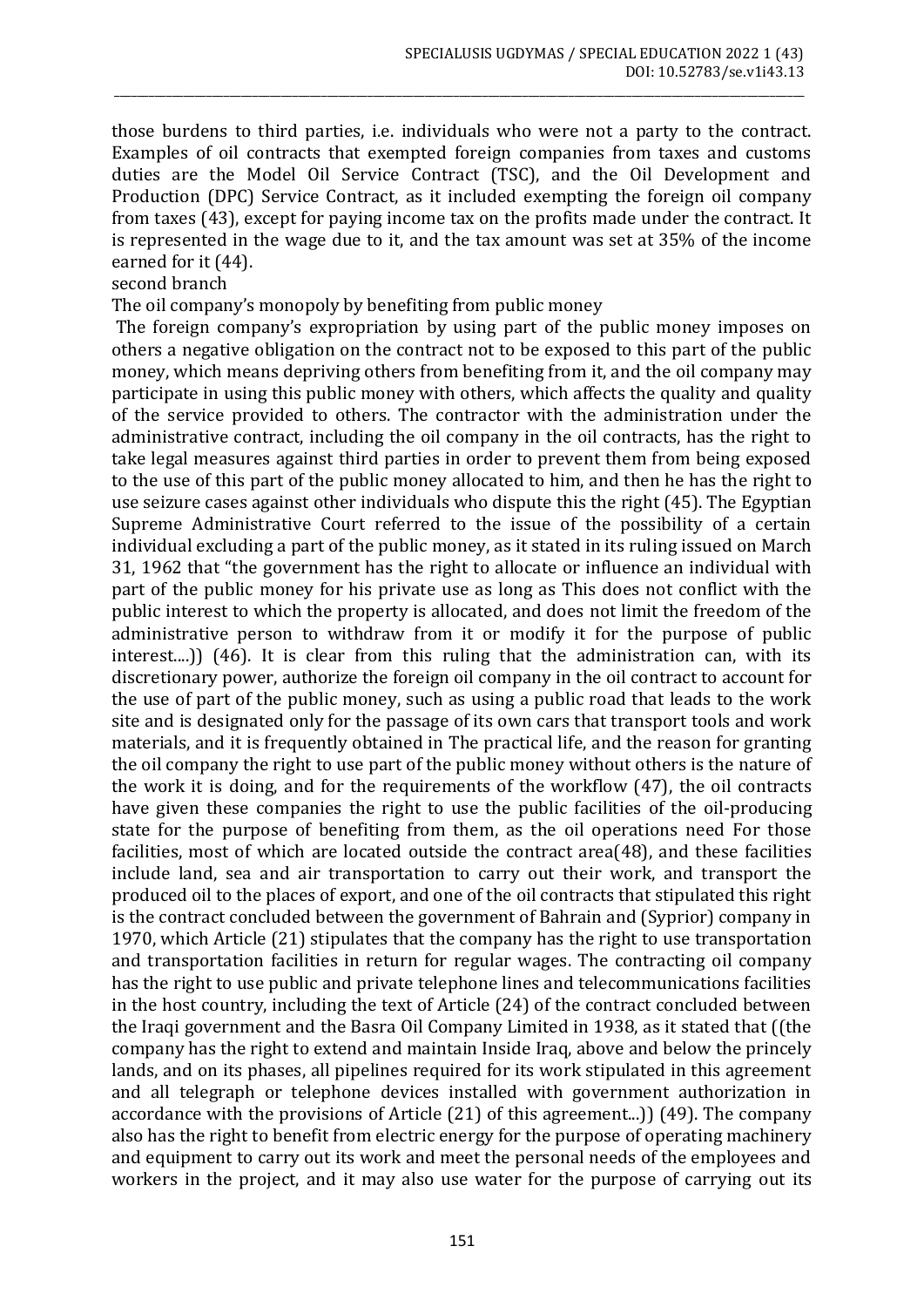those burdens to third parties, i.e. individuals who were not a party to the contract. Examples of oil contracts that exempted foreign companies from taxes and customs duties are the Model Oil Service Contract (TSC), and the Oil Development and Production (DPC) Service Contract, as it included exempting the foreign oil company from taxes (43), except for paying income tax on the profits made under the contract. It is represented in the wage due to it, and the tax amount was set at 35% of the income earned for it (44).

second branch

The oil company's monopoly by benefiting from public money

The foreign company's expropriation by using part of the public money imposes on others a negative obligation on the contract not to be exposed to this part of the public money, which means depriving others from benefiting from it, and the oil company may participate in using this public money with others, which affects the quality and quality of the service provided to others. The contractor with the administration under the administrative contract, including the oil company in the oil contracts, has the right to take legal measures against third parties in order to prevent them from being exposed to the use of this part of the public money allocated to him, and then he has the right to use seizure cases against other individuals who dispute this the right (45). The Egyptian Supreme Administrative Court referred to the issue of the possibility of a certain individual excluding a part of the public money, as it stated in its ruling issued on March 31, 1962 that "the government has the right to allocate or influence an individual with part of the public money for his private use as long as This does not conflict with the public interest to which the property is allocated, and does not limit the freedom of the administrative person to withdraw from it or modify it for the purpose of public interest....)) (46). It is clear from this ruling that the administration can, with its discretionary power, authorize the foreign oil company in the oil contract to account for the use of part of the public money, such as using a public road that leads to the work site and is designated only for the passage of its own cars that transport tools and work materials, and it is frequently obtained in The practical life, and the reason for granting the oil company the right to use part of the public money without others is the nature of the work it is doing, and for the requirements of the workflow (47), the oil contracts have given these companies the right to use the public facilities of the oil-producing state for the purpose of benefiting from them, as the oil operations need For those facilities, most of which are located outside the contract area(48), and these facilities include land, sea and air transportation to carry out their work, and transport the produced oil to the places of export, and one of the oil contracts that stipulated this right is the contract concluded between the government of Bahrain and (Syprior) company in 1970, which Article (21) stipulates that the company has the right to use transportation and transportation facilities in return for regular wages. The contracting oil company has the right to use public and private telephone lines and telecommunications facilities in the host country, including the text of Article (24) of the contract concluded between the Iraqi government and the Basra Oil Company Limited in 1938, as it stated that ((the company has the right to extend and maintain Inside Iraq, above and below the princely lands, and on its phases, all pipelines required for its work stipulated in this agreement and all telegraph or telephone devices installed with government authorization in accordance with the provisions of Article (21) of this agreement...)) (49). The company also has the right to benefit from electric energy for the purpose of operating machinery and equipment to carry out its work and meet the personal needs of the employees and workers in the project, and it may also use water for the purpose of carrying out its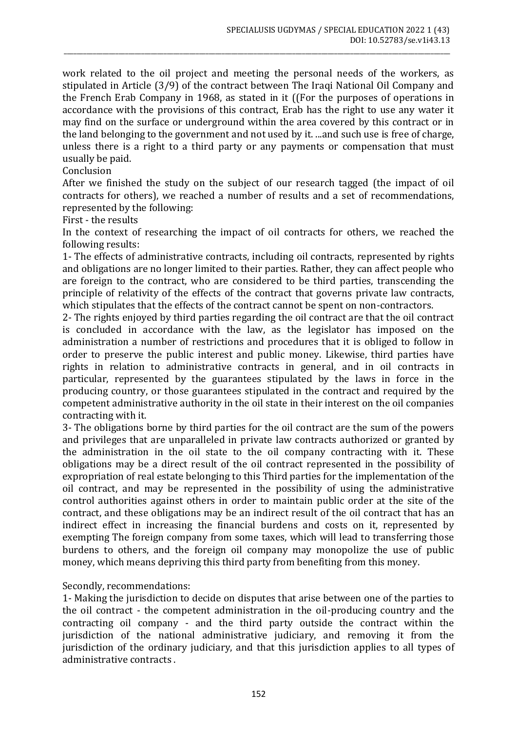work related to the oil project and meeting the personal needs of the workers, as stipulated in Article (3/9) of the contract between The Iraqi National Oil Company and the French Erab Company in 1968, as stated in it ((For the purposes of operations in accordance with the provisions of this contract, Erab has the right to use any water it may find on the surface or underground within the area covered by this contract or in the land belonging to the government and not used by it. ...and such use is free of charge, unless there is a right to a third party or any payments or compensation that must usually be paid.

## Conclusion

After we finished the study on the subject of our research tagged (the impact of oil contracts for others), we reached a number of results and a set of recommendations, represented by the following:

### First - the results

In the context of researching the impact of oil contracts for others, we reached the following results:

1- The effects of administrative contracts, including oil contracts, represented by rights and obligations are no longer limited to their parties. Rather, they can affect people who are foreign to the contract, who are considered to be third parties, transcending the principle of relativity of the effects of the contract that governs private law contracts, which stipulates that the effects of the contract cannot be spent on non-contractors.

2- The rights enjoyed by third parties regarding the oil contract are that the oil contract is concluded in accordance with the law, as the legislator has imposed on the administration a number of restrictions and procedures that it is obliged to follow in order to preserve the public interest and public money. Likewise, third parties have rights in relation to administrative contracts in general, and in oil contracts in particular, represented by the guarantees stipulated by the laws in force in the producing country, or those guarantees stipulated in the contract and required by the competent administrative authority in the oil state in their interest on the oil companies contracting with it.

3- The obligations borne by third parties for the oil contract are the sum of the powers and privileges that are unparalleled in private law contracts authorized or granted by the administration in the oil state to the oil company contracting with it. These obligations may be a direct result of the oil contract represented in the possibility of expropriation of real estate belonging to this Third parties for the implementation of the oil contract, and may be represented in the possibility of using the administrative control authorities against others in order to maintain public order at the site of the contract, and these obligations may be an indirect result of the oil contract that has an indirect effect in increasing the financial burdens and costs on it, represented by exempting The foreign company from some taxes, which will lead to transferring those burdens to others, and the foreign oil company may monopolize the use of public money, which means depriving this third party from benefiting from this money.

### Secondly, recommendations:

1- Making the jurisdiction to decide on disputes that arise between one of the parties to the oil contract - the competent administration in the oil-producing country and the contracting oil company - and the third party outside the contract within the jurisdiction of the national administrative judiciary, and removing it from the jurisdiction of the ordinary judiciary, and that this jurisdiction applies to all types of administrative contracts .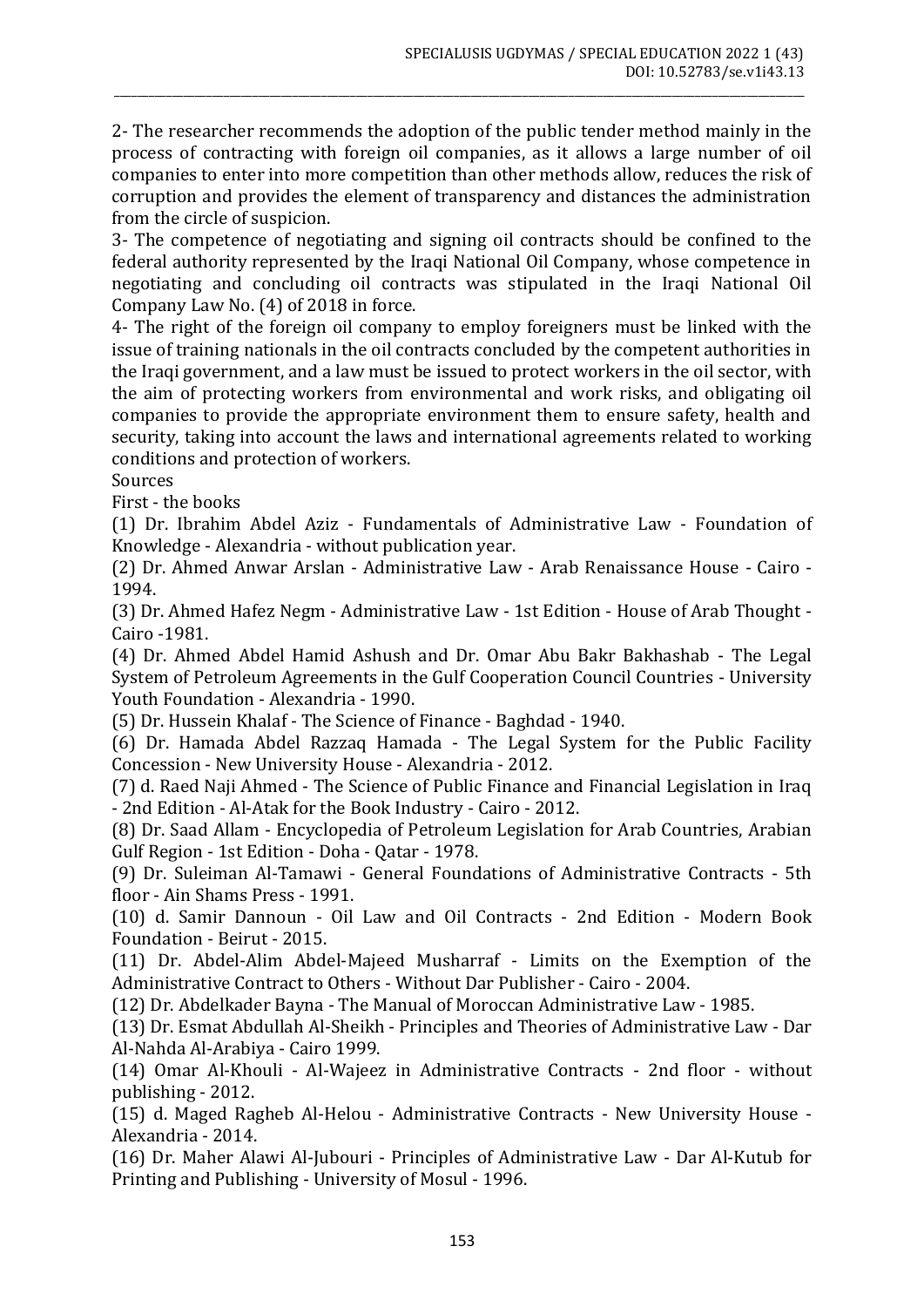2- The researcher recommends the adoption of the public tender method mainly in the process of contracting with foreign oil companies, as it allows a large number of oil companies to enter into more competition than other methods allow, reduces the risk of corruption and provides the element of transparency and distances the administration from the circle of suspicion.

3- The competence of negotiating and signing oil contracts should be confined to the federal authority represented by the Iraqi National Oil Company, whose competence in negotiating and concluding oil contracts was stipulated in the Iraqi National Oil Company Law No. (4) of 2018 in force.

4- The right of the foreign oil company to employ foreigners must be linked with the issue of training nationals in the oil contracts concluded by the competent authorities in the Iraqi government, and a law must be issued to protect workers in the oil sector, with the aim of protecting workers from environmental and work risks, and obligating oil companies to provide the appropriate environment them to ensure safety, health and security, taking into account the laws and international agreements related to working conditions and protection of workers.

Sources

First - the books

(1) Dr. Ibrahim Abdel Aziz - Fundamentals of Administrative Law - Foundation of Knowledge - Alexandria - without publication year.

(2) Dr. Ahmed Anwar Arslan - Administrative Law - Arab Renaissance House - Cairo - 1994.

(3) Dr. Ahmed Hafez Negm - Administrative Law - 1st Edition - House of Arab Thought - Cairo -1981.

(4) Dr. Ahmed Abdel Hamid Ashush and Dr. Omar Abu Bakr Bakhashab - The Legal System of Petroleum Agreements in the Gulf Cooperation Council Countries - University Youth Foundation - Alexandria - 1990.

(5) Dr. Hussein Khalaf - The Science of Finance - Baghdad - 1940.

(6) Dr. Hamada Abdel Razzaq Hamada - The Legal System for the Public Facility Concession - New University House - Alexandria - 2012.

(7) d. Raed Naji Ahmed - The Science of Public Finance and Financial Legislation in Iraq - 2nd Edition - Al-Atak for the Book Industry - Cairo - 2012.

(8) Dr. Saad Allam - Encyclopedia of Petroleum Legislation for Arab Countries, Arabian Gulf Region - 1st Edition - Doha - Qatar - 1978.

(9) Dr. Suleiman Al-Tamawi - General Foundations of Administrative Contracts - 5th floor - Ain Shams Press - 1991.

(10) d. Samir Dannoun - Oil Law and Oil Contracts - 2nd Edition - Modern Book Foundation - Beirut - 2015.

(11) Dr. Abdel-Alim Abdel-Majeed Musharraf - Limits on the Exemption of the Administrative Contract to Others - Without Dar Publisher - Cairo - 2004.

(12) Dr. Abdelkader Bayna - The Manual of Moroccan Administrative Law - 1985.

(13) Dr. Esmat Abdullah Al-Sheikh - Principles and Theories of Administrative Law - Dar Al-Nahda Al-Arabiya - Cairo 1999.

(14) Omar Al-Khouli - Al-Wajeez in Administrative Contracts - 2nd floor - without publishing - 2012.

(15) d. Maged Ragheb Al-Helou - Administrative Contracts - New University House - Alexandria - 2014.

(16) Dr. Maher Alawi Al-Jubouri - Principles of Administrative Law - Dar Al-Kutub for Printing and Publishing - University of Mosul - 1996.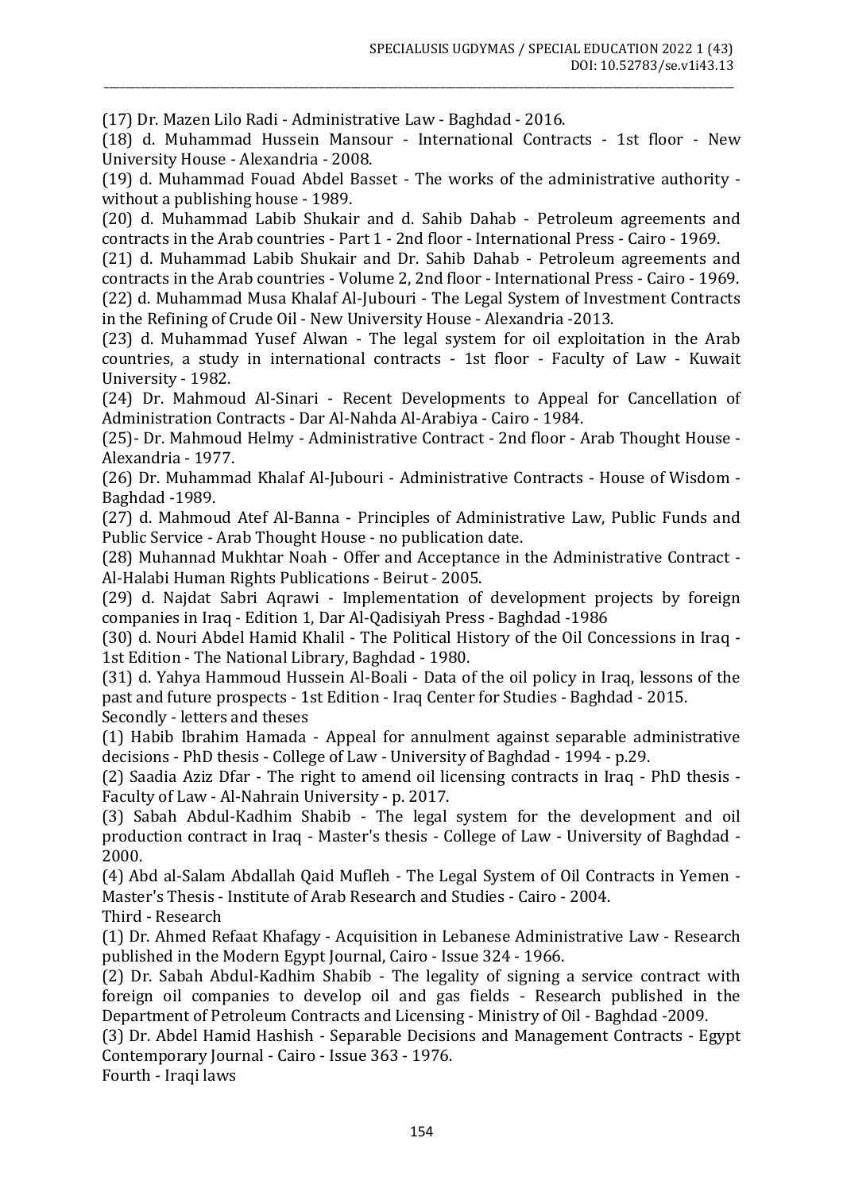(17) Dr. Mazen Lilo Radi - Administrative Law - Baghdad - 2016.

(18) d. Muhammad Hussein Mansour - International Contracts - 1st floor - New University House - Alexandria - 2008.

(19) d. Muhammad Fouad Abdel Basset - The works of the administrative authority - without a publishing house - 1989.

(20) d. Muhammad Labib Shukair and d. Sahib Dahab - Petroleum agreements and contracts in the Arab countries - Part 1 - 2nd floor - International Press - Cairo - 1969.

(21) d. Muhammad Labib Shukair and Dr. Sahib Dahab - Petroleum agreements and contracts in the Arab countries - Volume 2, 2nd floor - International Press - Cairo - 1969.

(22) d. Muhammad Musa Khalaf Al-Jubouri - The Legal System of Investment Contracts in the Refining of Crude Oil - New University House - Alexandria -2013.

(23) d. Muhammad Yusef Alwan - The legal system for oil exploitation in the Arab countries, a study in international contracts - 1st floor - Faculty of Law - Kuwait University - 1982.

(24) Dr. Mahmoud Al-Sinari - Recent Developments to Appeal for Cancellation of Administration Contracts - Dar Al-Nahda Al-Arabiya - Cairo - 1984.

(25)- Dr. Mahmoud Helmy - Administrative Contract - 2nd floor - Arab Thought House - Alexandria - 1977.

(26) Dr. Muhammad Khalaf Al-Jubouri - Administrative Contracts - House of Wisdom - Baghdad -1989.

(27) d. Mahmoud Atef Al-Banna - Principles of Administrative Law, Public Funds and Public Service - Arab Thought House - no publication date.

(28) Muhannad Mukhtar Noah - Offer and Acceptance in the Administrative Contract - Al-Halabi Human Rights Publications - Beirut - 2005.

(29) d. Najdat Sabri Aqrawi - Implementation of development projects by foreign companies in Iraq - Edition 1, Dar Al-Qadisiyah Press - Baghdad -1986

(30) d. Nouri Abdel Hamid Khalil - The Political History of the Oil Concessions in Iraq - 1st Edition - The National Library, Baghdad - 1980.

(31) d. Yahya Hammoud Hussein Al-Boali - Data of the oil policy in Iraq, lessons of the past and future prospects - 1st Edition - Iraq Center for Studies - Baghdad - 2015.

Secondly - letters and theses

(1) Habib Ibrahim Hamada - Appeal for annulment against separable administrative decisions - PhD thesis - College of Law - University of Baghdad - 1994 - p.29.

(2) Saadia Aziz Dfar - The right to amend oil licensing contracts in Iraq - PhD thesis - Faculty of Law - Al-Nahrain University - p. 2017.

(3) Sabah Abdul-Kadhim Shabib - The legal system for the development and oil production contract in Iraq - Master's thesis - College of Law - University of Baghdad - 2000.

(4) Abd al-Salam Abdallah Qaid Mufleh - The Legal System of Oil Contracts in Yemen - Master's Thesis - Institute of Arab Research and Studies - Cairo - 2004.

Third - Research

(1) Dr. Ahmed Refaat Khafagy - Acquisition in Lebanese Administrative Law - Research published in the Modern Egypt Journal, Cairo - Issue 324 - 1966.

(2) Dr. Sabah Abdul-Kadhim Shabib - The legality of signing a service contract with foreign oil companies to develop oil and gas fields - Research published in the Department of Petroleum Contracts and Licensing - Ministry of Oil - Baghdad -2009.

(3) Dr. Abdel Hamid Hashish - Separable Decisions and Management Contracts - Egypt Contemporary Journal - Cairo - Issue 363 - 1976.

Fourth - Iraqi laws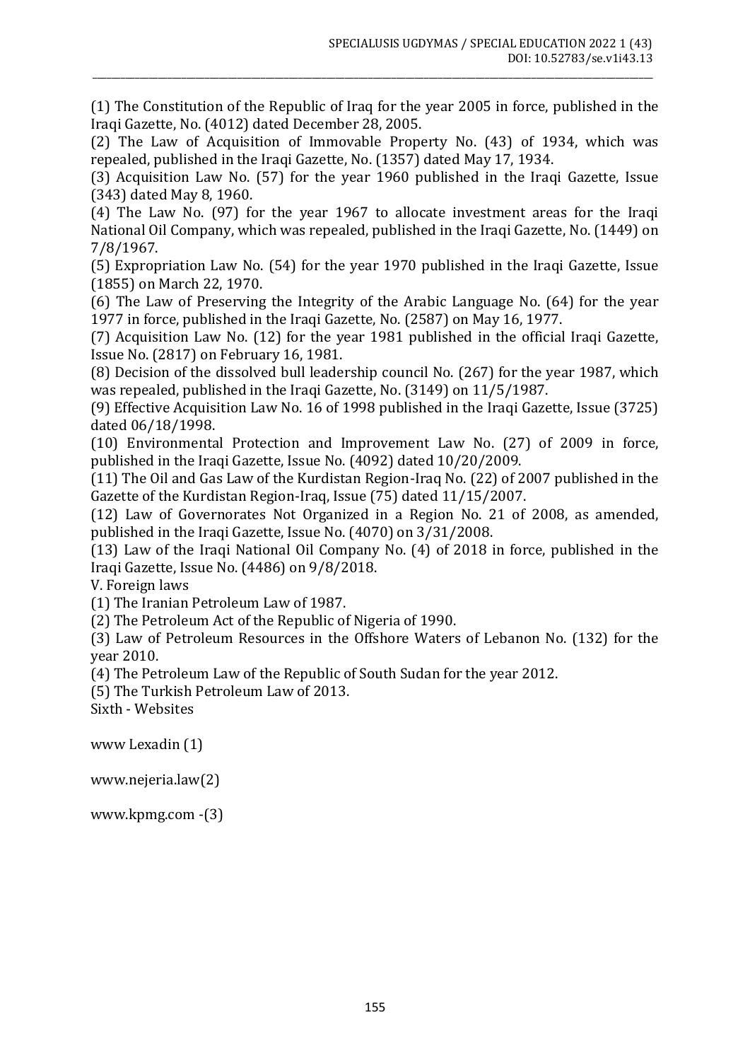(1) The Constitution of the Republic of Iraq for the year 2005 in force, published in the Iraqi Gazette, No. (4012) dated December 28, 2005.

(2) The Law of Acquisition of Immovable Property No. (43) of 1934, which was repealed, published in the Iraqi Gazette, No. (1357) dated May 17, 1934.

(3) Acquisition Law No. (57) for the year 1960 published in the Iraqi Gazette, Issue (343) dated May 8, 1960.

(4) The Law No. (97) for the year 1967 to allocate investment areas for the Iraqi National Oil Company, which was repealed, published in the Iraqi Gazette, No. (1449) on 7/8/1967.

(5) Expropriation Law No. (54) for the year 1970 published in the Iraqi Gazette, Issue (1855) on March 22, 1970.

(6) The Law of Preserving the Integrity of the Arabic Language No. (64) for the year 1977 in force, published in the Iraqi Gazette, No. (2587) on May 16, 1977.

(7) Acquisition Law No. (12) for the year 1981 published in the official Iraqi Gazette, Issue No. (2817) on February 16, 1981.

(8) Decision of the dissolved bull leadership council No. (267) for the year 1987, which was repealed, published in the Iraqi Gazette, No. (3149) on 11/5/1987.

(9) Effective Acquisition Law No. 16 of 1998 published in the Iraqi Gazette, Issue (3725) dated 06/18/1998.

(10) Environmental Protection and Improvement Law No. (27) of 2009 in force, published in the Iraqi Gazette, Issue No. (4092) dated 10/20/2009.

(11) The Oil and Gas Law of the Kurdistan Region-Iraq No. (22) of 2007 published in the Gazette of the Kurdistan Region-Iraq, Issue (75) dated 11/15/2007.

(12) Law of Governorates Not Organized in a Region No. 21 of 2008, as amended, published in the Iraqi Gazette, Issue No. (4070) on 3/31/2008.

(13) Law of the Iraqi National Oil Company No. (4) of 2018 in force, published in the Iraqi Gazette, Issue No. (4486) on 9/8/2018.

V. Foreign laws

(1) The Iranian Petroleum Law of 1987.

(2) The Petroleum Act of the Republic of Nigeria of 1990.

(3) Law of Petroleum Resources in the Offshore Waters of Lebanon No. (132) for the year 2010.

(4) The Petroleum Law of the Republic of South Sudan for the year 2012.

(5) The Turkish Petroleum Law of 2013.

Sixth - Websites

www Lexadin (1)

www.nejeria.law(2)

www.kpmg.com -(3)